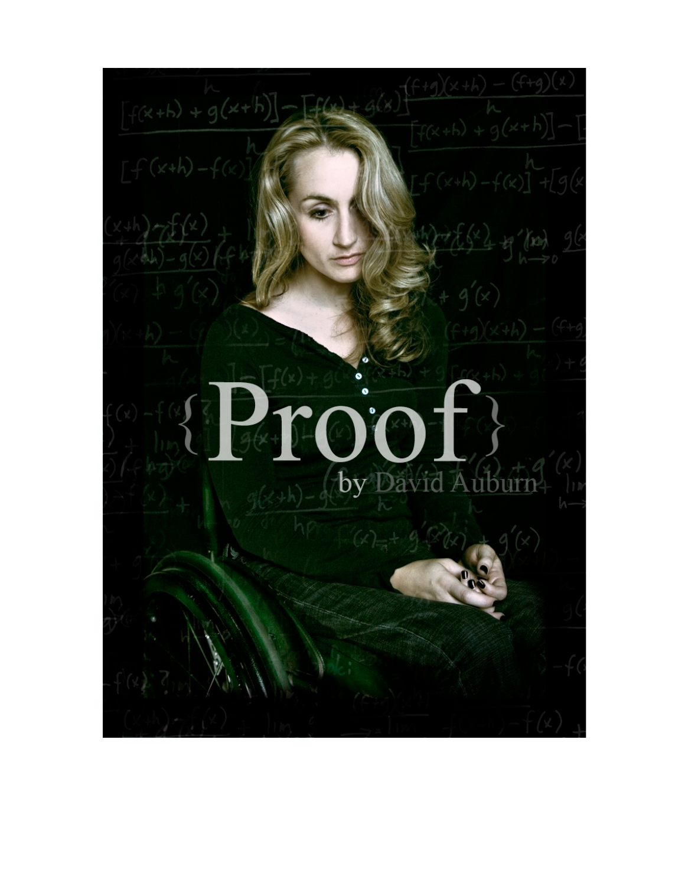# {Proof}

by David Auburn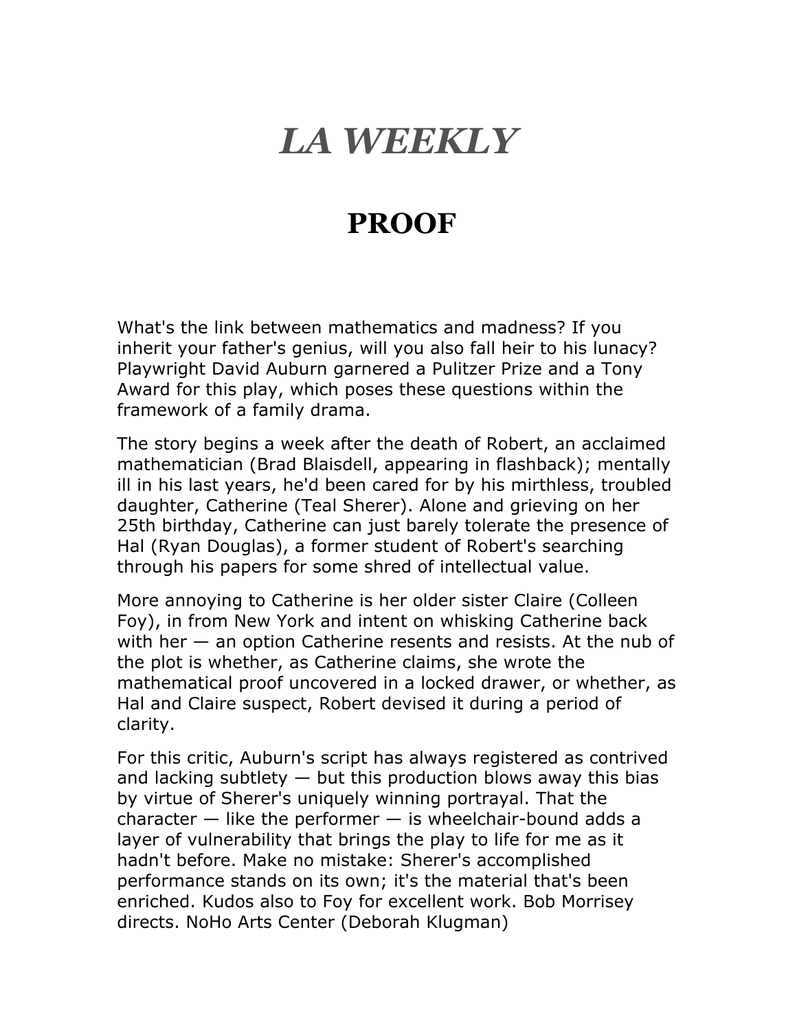# *LA WEEKLY*

## PROOF

What's the link between mathematics and madness? If you inherit your father's genius, will you also fall heir to his lunacy? Playwright David Auburn garnered a Pulitzer Prize and a Tony Award for this play, which poses these questions within the framework of a family drama.

The story begins a week after the death of Robert, an acclaimed mathematician (Brad Blaisdell, appearing in flashback); mentally ill in his last years, he'd been cared for by his mirthless, troubled daughter, Catherine (Teal Sherer). Alone and grieving on her 25th birthday, Catherine can just barely tolerate the presence of Hal (Ryan Douglas), a former student of Robert's searching through his papers for some shred of intellectual value.

More annoying to Catherine is her older sister Claire (Colleen Foy), in from New York and intent on whisking Catherine back with her — an option Catherine resents and resists. At the nub of the plot is whether, as Catherine claims, she wrote the mathematical proof uncovered in a locked drawer, or whether, as Hal and Claire suspect, Robert devised it during a period of clarity.

For this critic, Auburn's script has always registered as contrived and lacking subtlety — but this production blows away this bias by virtue of Sherer's uniquely winning portrayal. That the character — like the performer — is wheelchair-bound adds a layer of vulnerability that brings the play to life for me as it hadn't before. Make no mistake: Sherer's accomplished performance stands on its own; it's the material that's been enriched. Kudos also to Foy for excellent work. Bob Morrisey directs. NoHo Arts Center (Deborah Klugman)